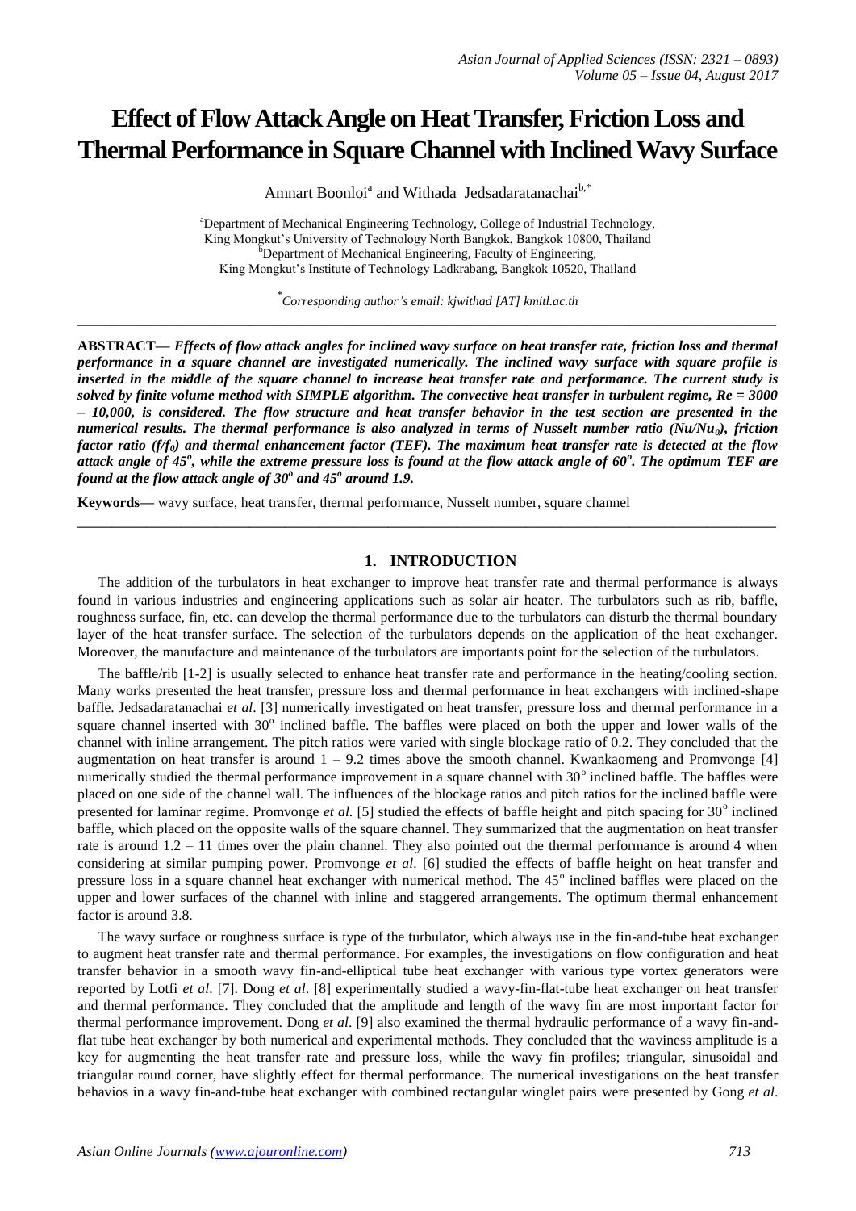# Effect of Flow Attack Angle on Heat Transfer, Friction Loss and Thermal Performance in Square Channel with Inclined Wavy Surface

Amnart Boonloi[a] and Withada Jedsadaratanachai[b,*]

[a]Department of Mechanical Engineering Technology, College of Industrial Technology, King Mongkut's University of Technology North Bangkok, Bangkok 10800, Thailand
[b]Department of Mechanical Engineering, Faculty of Engineering, King Mongkut's Institute of Technology Ladkrabang, Bangkok 10520, Thailand

[*]*Corresponding author's email: kjwithad [AT] kmitl.ac.th*

---

**ABSTRACT—** ***Effects of flow attack angles for inclined wavy surface on heat transfer rate, friction loss and thermal performance in a square channel are investigated numerically. The inclined wavy surface with square profile is inserted in the middle of the square channel to increase heat transfer rate and performance. The current study is solved by finite volume method with SIMPLE algorithm. The convective heat transfer in turbulent regime, Re = 3000 – 10,000, is considered. The flow structure and heat transfer behavior in the test section are presented in the numerical results. The thermal performance is also analyzed in terms of Nusselt number ratio ($Nu/Nu_0$), friction factor ratio ($f/f_0$) and thermal enhancement factor (TEF). The maximum heat transfer rate is detected at the flow attack angle of 45°, while the extreme pressure loss is found at the flow attack angle of 60°. The optimum TEF are found at the flow attack angle of 30° and 45° around 1.9.***

**Keywords—** wavy surface, heat transfer, thermal performance, Nusselt number, square channel

---

## 1. INTRODUCTION

The addition of the turbulators in heat exchanger to improve heat transfer rate and thermal performance is always found in various industries and engineering applications such as solar air heater. The turbulators such as rib, baffle, roughness surface, fin, etc. can develop the thermal performance due to the turbulators can disturb the thermal boundary layer of the heat transfer surface. The selection of the turbulators depends on the application of the heat exchanger. Moreover, the manufacture and maintenance of the turbulators are importants point for the selection of the turbulators.

The baffle/rib [1-2] is usually selected to enhance heat transfer rate and performance in the heating/cooling section. Many works presented the heat transfer, pressure loss and thermal performance in heat exchangers with inclined-shape baffle. Jedsadaratanachai *et al*. [3] numerically investigated on heat transfer, pressure loss and thermal performance in a square channel inserted with 30° inclined baffle. The baffles were placed on both the upper and lower walls of the channel with inline arrangement. The pitch ratios were varied with single blockage ratio of 0.2. They concluded that the augmentation on heat transfer is around 1 – 9.2 times above the smooth channel. Kwankaomeng and Promvonge [4] numerically studied the thermal performance improvement in a square channel with 30° inclined baffle. The baffles were placed on one side of the channel wall. The influences of the blockage ratios and pitch ratios for the inclined baffle were presented for laminar regime. Promvonge *et al*. [5] studied the effects of baffle height and pitch spacing for 30° inclined baffle, which placed on the opposite walls of the square channel. They summarized that the augmentation on heat transfer rate is around 1.2 – 11 times over the plain channel. They also pointed out the thermal performance is around 4 when considering at similar pumping power. Promvonge *et al*. [6] studied the effects of baffle height on heat transfer and pressure loss in a square channel heat exchanger with numerical method. The 45° inclined baffles were placed on the upper and lower surfaces of the channel with inline and staggered arrangements. The optimum thermal enhancement factor is around 3.8.

The wavy surface or roughness surface is type of the turbulator, which always use in the fin-and-tube heat exchanger to augment heat transfer rate and thermal performance. For examples, the investigations on flow configuration and heat transfer behavior in a smooth wavy fin-and-elliptical tube heat exchanger with various type vortex generators were reported by Lotfi *et al*. [7]. Dong *et al*. [8] experimentally studied a wavy-fin-flat-tube heat exchanger on heat transfer and thermal performance. They concluded that the amplitude and length of the wavy fin are most important factor for thermal performance improvement. Dong *et al*. [9] also examined the thermal hydraulic performance of a wavy fin-and-flat tube heat exchanger by both numerical and experimental methods. They concluded that the waviness amplitude is a key for augmenting the heat transfer rate and pressure loss, while the wavy fin profiles; triangular, sinusoidal and triangular round corner, have slightly effect for thermal performance. The numerical investigations on the heat transfer behavios in a wavy fin-and-tube heat exchanger with combined rectangular winglet pairs were presented by Gong *et al*.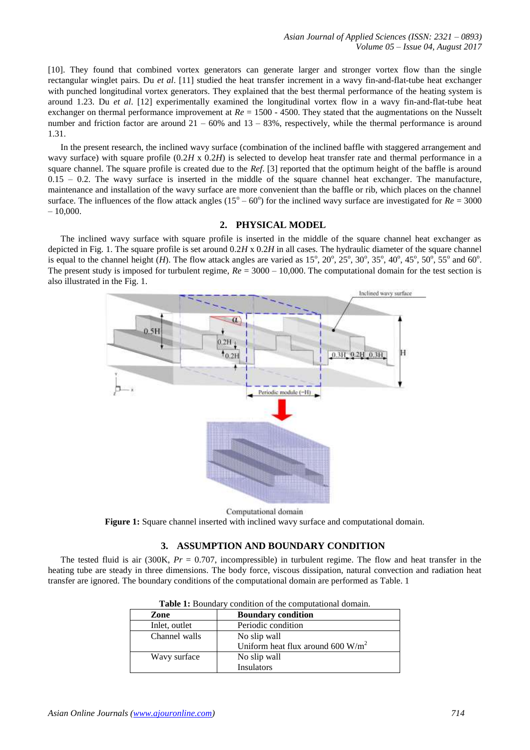[10]. They found that combined vortex generators can generate larger and stronger vortex flow than the single rectangular winglet pairs. Du *et al*. [11] studied the heat transfer increment in a wavy fin-and-flat-tube heat exchanger with punched longitudinal vortex generators. They explained that the best thermal performance of the heating system is around 1.23. Du *et al*. [12] experimentally examined the longitudinal vortex flow in a wavy fin-and-flat-tube heat exchanger on thermal performance improvement at $Re$ = 1500 - 4500. They stated that the augmentations on the Nusselt number and friction factor are around 21 – 60% and 13 – 83%, respectively, while the thermal performance is around 1.31.

In the present research, the inclined wavy surface (combination of the inclined baffle with staggered arrangement and wavy surface) with square profile (0.2$H$ x 0.2$H$) is selected to develop heat transfer rate and thermal performance in a square channel. The square profile is created due to the *Ref*. [3] reported that the optimum height of the baffle is around 0.15 – 0.2. The wavy surface is inserted in the middle of the square channel heat exchanger. The manufacture, maintenance and installation of the wavy surface are more convenient than the baffle or rib, which places on the channel surface. The influences of the flow attack angles (15$^{o}$ – 60$^{o}$) for the inclined wavy surface are investigated for $Re$ = 3000 – 10,000.

## 2. PHYSICAL MODEL

The inclined wavy surface with square profile is inserted in the middle of the square channel heat exchanger as depicted in Fig. 1. The square profile is set around 0.2$H$ x 0.2$H$ in all cases. The hydraulic diameter of the square channel is equal to the channel height ($H$). The flow attack angles are varied as 15$^{o}$, 20$^{o}$, 25$^{o}$, 30$^{o}$, 35$^{o}$, 40$^{o}$, 45$^{o}$, 50$^{o}$, 55$^{o}$ and 60$^{o}$. The present study is imposed for turbulent regime, $Re$ = 3000 – 10,000. The computational domain for the test section is also illustrated in the Fig. 1.

Computational domain

**Figure 1:** Square channel inserted with inclined wavy surface and computational domain.

## 3. ASSUMPTION AND BOUNDARY CONDITION

The tested fluid is air (300K, $Pr$ = 0.707, incompressible) in turbulent regime. The flow and heat transfer in the heating tube are steady in three dimensions. The body force, viscous dissipation, natural convection and radiation heat transfer are ignored. The boundary conditions of the computational domain are performed as Table. 1

**Table 1:** Boundary condition of the computational domain.

| Zone | Boundary condition |
|---|---|
| Inlet, outlet | Periodic condition |
| Channel walls | No slip wall<br>Uniform heat flux around 600 W/m$^2$ |
| Wavy surface | No slip wall<br>Insulators |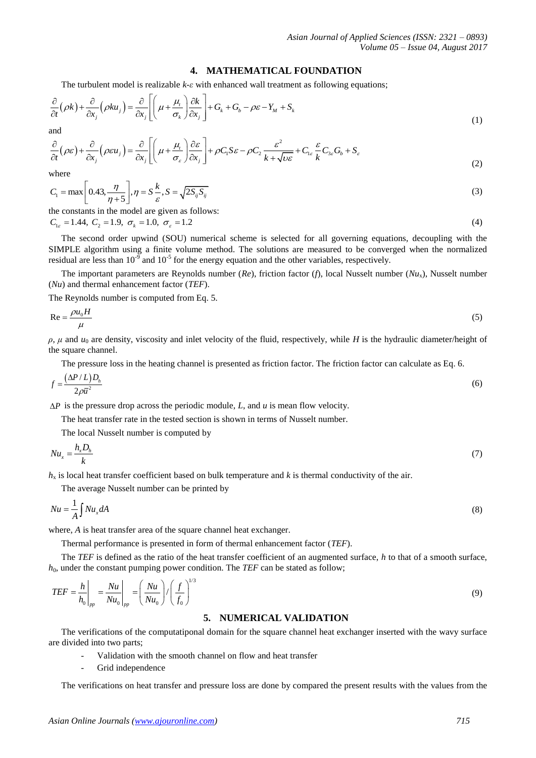## 4. MATHEMATICAL FOUNDATION

The turbulent model is realizable *k-ε* with enhanced wall treatment as following equations;

$$\frac{\partial}{\partial t}(\rho k)+\frac{\partial}{\partial x_j}(\rho k u_j)=\frac{\partial}{\partial x_j}\left[\left(\mu+\frac{\mu_t}{\sigma_k}\right)\frac{\partial k}{\partial x_j}\right]+G_k+G_b-\rho\varepsilon-Y_M+S_k \tag{1}$$

and

$$\frac{\partial}{\partial t}(\rho \varepsilon)+\frac{\partial}{\partial x_j}(\rho \varepsilon u_j)=\frac{\partial}{\partial x_j}\left[\left(\mu+\frac{\mu_t}{\sigma_\varepsilon}\right)\frac{\partial \varepsilon}{\partial x_j}\right]+\rho C_1 S\varepsilon-\rho C_2\frac{\varepsilon^2}{k+\sqrt{\upsilon\varepsilon}}+C_{1\varepsilon}\frac{\varepsilon}{k}C_{3\varepsilon}G_b+S_\varepsilon \tag{2}$$

where

$$C_1=\max\left[0.43,\frac{\eta}{\eta+5}\right],\eta=S\frac{k}{\varepsilon},S=\sqrt{2S_{ij}S_{ij}} \tag{3}$$

the constants in the model are given as follows:

$$C_{1\varepsilon}=1.44,\ C_2=1.9,\ \sigma_k=1.0,\ \sigma_\varepsilon=1.2 \tag{4}$$

The second order upwind (SOU) numerical scheme is selected for all governing equations, decoupling with the SIMPLE algorithm using a finite volume method. The solutions are measured to be converged when the normalized residual are less than $10^{-9}$ and $10^{-5}$ for the energy equation and the other variables, respectively.

The important parameters are Reynolds number (*Re*), friction factor (*f*), local Nusselt number ($Nu_x$), Nusselt number (*Nu*) and thermal enhancement factor (*TEF*).

The Reynolds number is computed from Eq. 5.

$$\mathrm{Re}=\frac{\rho u_0 H}{\mu} \tag{5}$$

$\rho$, $\mu$ and $u_0$ are density, viscosity and inlet velocity of the fluid, respectively, while *H* is the hydraulic diameter/height of the square channel.

The pressure loss in the heating channel is presented as friction factor. The friction factor can calculate as Eq. 6.

$$f=\frac{(\Delta P/L)D_h}{2\rho\bar{u}^2} \tag{6}$$

$\Delta P$ is the pressure drop across the periodic module, *L*, and *u* is mean flow velocity.

The heat transfer rate in the tested section is shown in terms of Nusselt number.

The local Nusselt number is computed by

$$Nu_x=\frac{h_x D_h}{k} \tag{7}$$

$h_x$ is local heat transfer coefficient based on bulk temperature and *k* is thermal conductivity of the air.

The average Nusselt number can be printed by

$$Nu=\frac{1}{A}\int Nu_x dA \tag{8}$$

where, *A* is heat transfer area of the square channel heat exchanger.

Thermal performance is presented in form of thermal enhancement factor (*TEF*).

The *TEF* is defined as the ratio of the heat transfer coefficient of an augmented surface, *h* to that of a smooth surface, $h_0$, under the constant pumping power condition. The *TEF* can be stated as follow;

$$TEF=\left.\frac{h}{h_0}\right|_{pp}=\left.\frac{Nu}{Nu_0}\right|_{pp}=\left(\frac{Nu}{Nu_0}\right)/\left(\frac{f}{f_0}\right)^{1/3} \tag{9}$$

## 5. NUMERICAL VALIDATION

The verifications of the computatiponal domain for the square channel heat exchanger inserted with the wavy surface are divided into two parts;

- Validation with the smooth channel on flow and heat transfer
- Grid independence

The verifications on heat transfer and pressure loss are done by compared the present results with the values from the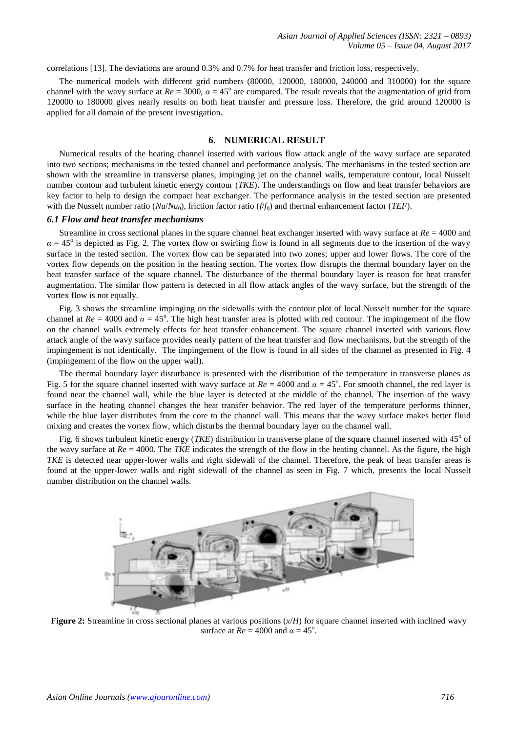correlations [13]. The deviations are around 0.3% and 0.7% for heat transfer and friction loss, respectively.

The numerical models with different grid numbers (80000, 120000, 180000, 240000 and 310000) for the square channel with the wavy surface at $Re = 3000$, $\alpha = 45^{o}$ are compared. The result reveals that the augmentation of grid from 120000 to 180000 gives nearly results on both heat transfer and pressure loss. Therefore, the grid around 120000 is applied for all domain of the present investigation.

## 6. NUMERICAL RESULT

Numerical results of the heating channel inserted with various flow attack angle of the wavy surface are separated into two sections; mechanisms in the tested channel and performance analysis. The mechanisms in the tested section are shown with the streamline in transverse planes, impinging jet on the channel walls, temperature contour, local Nusselt number contour and turbulent kinetic energy contour (*TKE*). The understandings on flow and heat transfer behaviors are key factor to help to design the compact heat exchanger. The performance analysis in the tested section are presented with the Nusselt number ratio ($Nu/Nu_0$), friction factor ratio ($f/f_0$) and thermal enhancement factor (*TEF*).

### *6.1 Flow and heat transfer mechanisms*

Streamline in cross sectional planes in the square channel heat exchanger inserted with wavy surface at $Re = 4000$ and $\alpha = 45^{o}$ is depicted as Fig. 2. The vortex flow or swirling flow is found in all segments due to the insertion of the wavy surface in the tested section. The vortex flow can be separated into two zones; upper and lower flows. The core of the vortex flow depends on the position in the heating section. The vortex flow disrupts the thermal boundary layer on the heat transfer surface of the square channel. The disturbance of the thermal boundary layer is reason for heat transfer augmentation. The similar flow pattern is detected in all flow attack angles of the wavy surface, but the strength of the vortex flow is not equally.

Fig. 3 shows the streamline impinging on the sidewalls with the contour plot of local Nusselt number for the square channel at $Re = 4000$ and $\alpha = 45^{o}$. The high heat transfer area is plotted with red contour. The impingement of the flow on the channel walls extremely effects for heat transfer enhancement. The square channel inserted with various flow attack angle of the wavy surface provides nearly pattern of the heat transfer and flow mechanisms, but the strength of the impingement is not identically. The impingement of the flow is found in all sides of the channel as presented in Fig. 4 (impingement of the flow on the upper wall).

The thermal boundary layer disturbance is presented with the distribution of the temperature in transverse planes as Fig. 5 for the square channel inserted with wavy surface at $Re = 4000$ and $\alpha = 45^{o}$. For smooth channel, the red layer is found near the channel wall, while the blue layer is detected at the middle of the channel. The insertion of the wavy surface in the heating channel changes the heat transfer behavior. The red layer of the temperature performs thinner, while the blue layer distributes from the core to the channel wall. This means that the wavy surface makes better fluid mixing and creates the vortex flow, which disturbs the thermal boundary layer on the channel wall.

Fig. 6 shows turbulent kinetic energy (*TKE*) distribution in transverse plane of the square channel inserted with $45^{o}$ of the wavy surface at $Re = 4000$. The *TKE* indicates the strength of the flow in the heating channel. As the figure, the high *TKE* is detected near upper-lower walls and right sidewall of the channel. Therefore, the peak of heat transfer areas is found at the upper-lower walls and right sidewall of the channel as seen in Fig. 7 which, presents the local Nusselt number distribution on the channel walls.

**Figure 2:** Streamline in cross sectional planes at various positions ($x/H$) for square channel inserted with inclined wavy surface at $Re = 4000$ and $\alpha = 45^{o}$.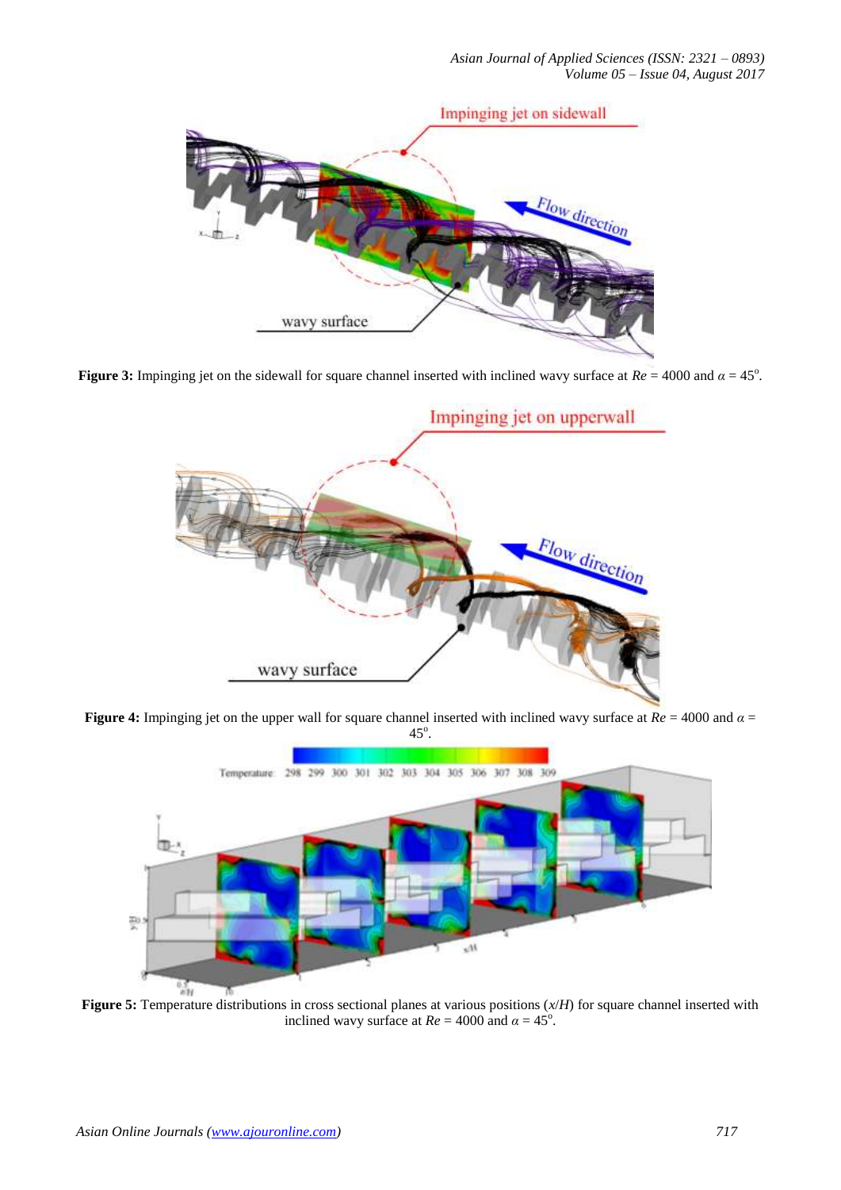**Figure 3:** Impinging jet on the sidewall for square channel inserted with inclined wavy surface at $Re$ = 4000 and $\alpha$ = 45°.

**Figure 4:** Impinging jet on the upper wall for square channel inserted with inclined wavy surface at $Re$ = 4000 and $\alpha$ = 45°.

**Figure 5:** Temperature distributions in cross sectional planes at various positions ($x/H$) for square channel inserted with inclined wavy surface at $Re$ = 4000 and $\alpha$ = 45°.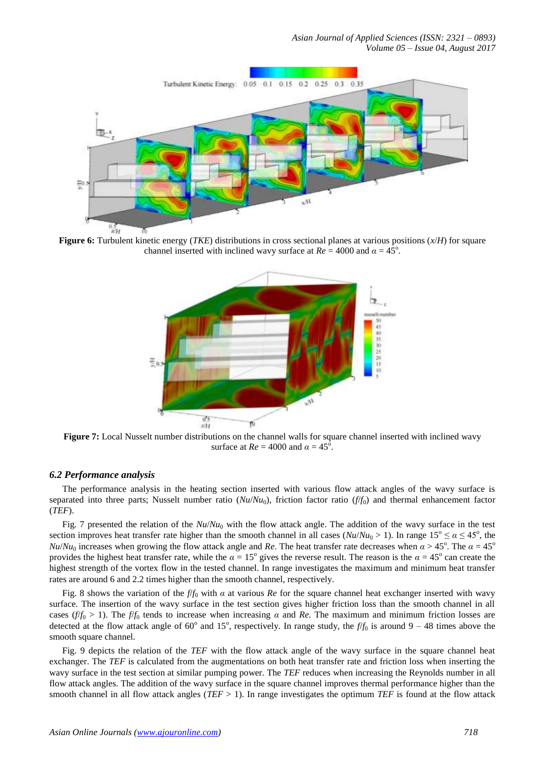**Figure 6:** Turbulent kinetic energy (*TKE*) distributions in cross sectional planes at various positions ($x/H$) for square channel inserted with inclined wavy surface at $Re = 4000$ and $\alpha = 45^{\circ}$.

**Figure 7:** Local Nusselt number distributions on the channel walls for square channel inserted with inclined wavy surface at $Re = 4000$ and $\alpha = 45^{\circ}$.

### *6.2 Performance analysis*

The performance analysis in the heating section inserted with various flow attack angles of the wavy surface is separated into three parts; Nusselt number ratio ($Nu/Nu_0$), friction factor ratio ($f/f_0$) and thermal enhancement factor (*TEF*).

Fig. 7 presented the relation of the $Nu/Nu_0$ with the flow attack angle. The addition of the wavy surface in the test section improves heat transfer rate higher than the smooth channel in all cases ($Nu/Nu_0 > 1$). In range $15^{\circ} \leq \alpha \leq 45^{\circ}$, the $Nu/Nu_0$ increases when growing the flow attack angle and $Re$. The heat transfer rate decreases when $\alpha > 45^{\circ}$. The $\alpha = 45^{\circ}$ provides the highest heat transfer rate, while the $\alpha = 15^{\circ}$ gives the reverse result. The reason is the $\alpha = 45^{\circ}$ can create the highest strength of the vortex flow in the tested channel. In range investigates the maximum and minimum heat transfer rates are around 6 and 2.2 times higher than the smooth channel, respectively.

Fig. 8 shows the variation of the $f/f_0$ with $\alpha$ at various $Re$ for the square channel heat exchanger inserted with wavy surface. The insertion of the wavy surface in the test section gives higher friction loss than the smooth channel in all cases ($f/f_0 > 1$). The $f/f_0$ tends to increase when increasing $\alpha$ and $Re$. The maximum and minimum friction losses are detected at the flow attack angle of $60^{\circ}$ and $15^{\circ}$, respectively. In range study, the $f/f_0$ is around 9 – 48 times above the smooth square channel.

Fig. 9 depicts the relation of the *TEF* with the flow attack angle of the wavy surface in the square channel heat exchanger. The *TEF* is calculated from the augmentations on both heat transfer rate and friction loss when inserting the wavy surface in the test section at similar pumping power. The *TEF* reduces when increasing the Reynolds number in all flow attack angles. The addition of the wavy surface in the square channel improves thermal performance higher than the smooth channel in all flow attack angles (*TEF* > 1). In range investigates the optimum *TEF* is found at the flow attack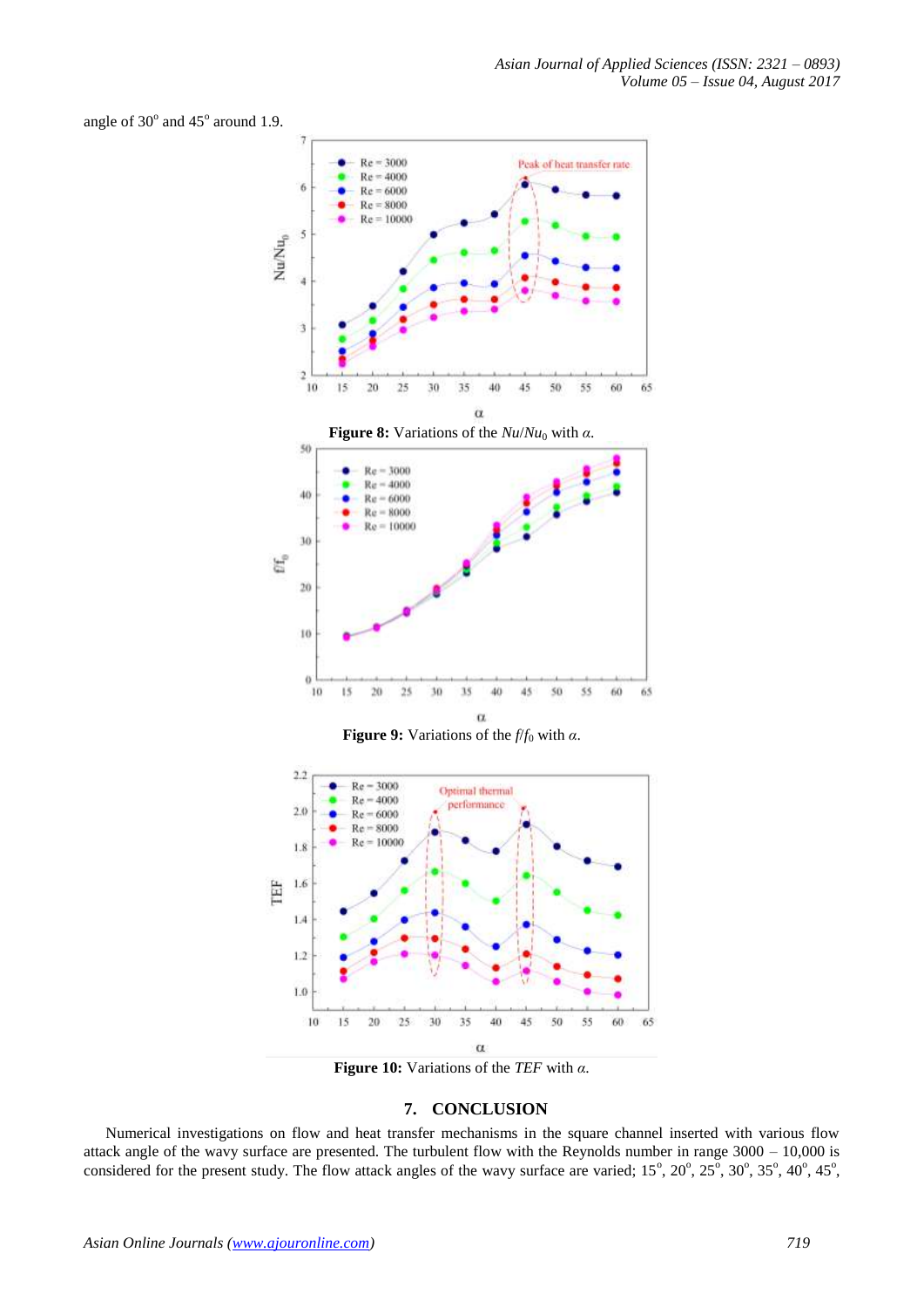angle of 30$^o$ and 45$^o$ around 1.9.

**Figure 8:** Variations of the $Nu/Nu_0$ with $\alpha$.

**Figure 9:** Variations of the $f/f_0$ with $\alpha$.

**Figure 10:** Variations of the $TEF$ with $\alpha$.

## 7. CONCLUSION

Numerical investigations on flow and heat transfer mechanisms in the square channel inserted with various flow attack angle of the wavy surface are presented. The turbulent flow with the Reynolds number in range 3000 – 10,000 is considered for the present study. The flow attack angles of the wavy surface are varied; 15$^o$, 20$^o$, 25$^o$, 30$^o$, 35$^o$, 40$^o$, 45$^o$,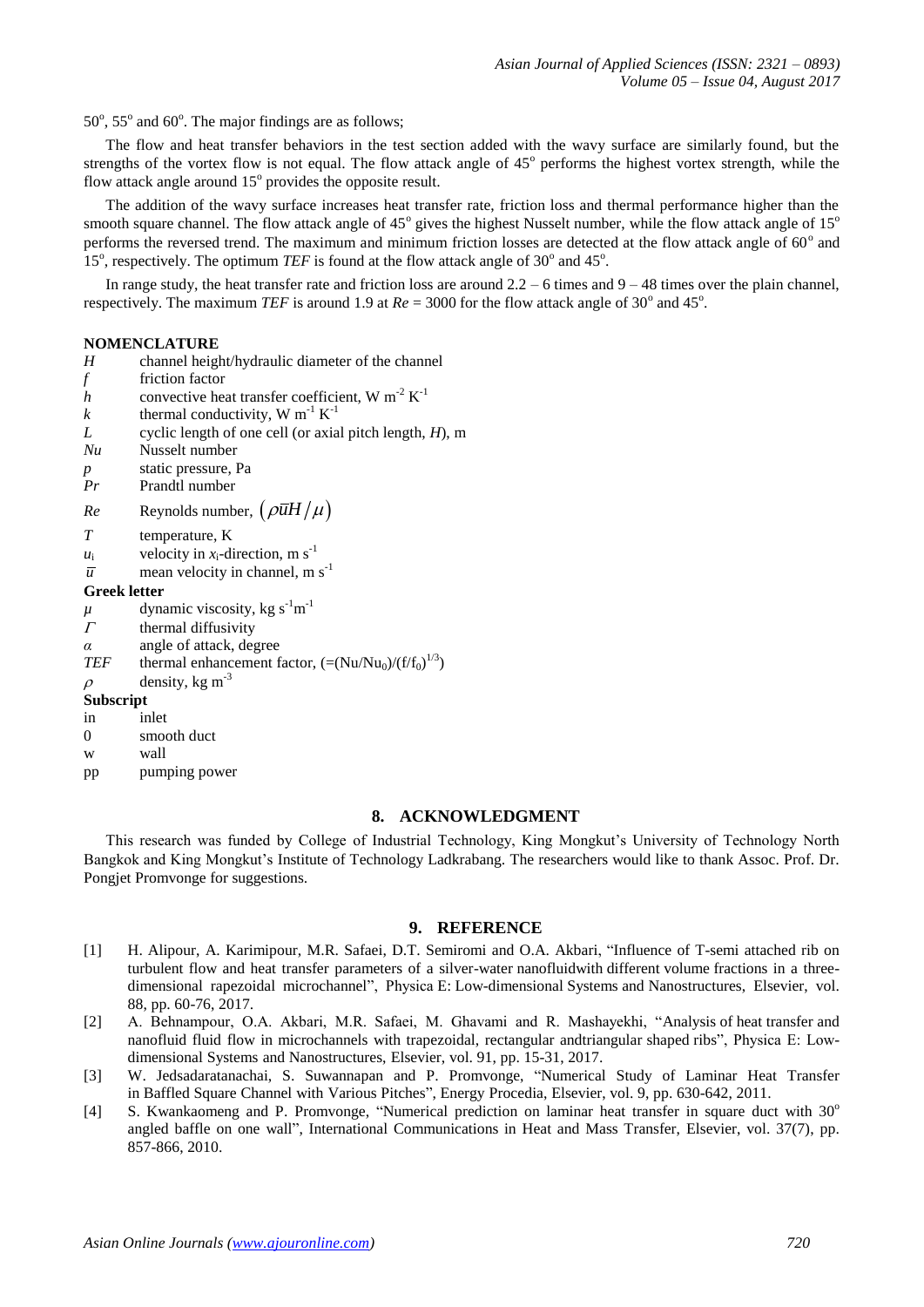$50^o$, $55^o$ and $60^o$. The major findings are as follows;

The flow and heat transfer behaviors in the test section added with the wavy surface are similarly found, but the strengths of the vortex flow is not equal. The flow attack angle of $45^o$ performs the highest vortex strength, while the flow attack angle around $15^o$ provides the opposite result.

The addition of the wavy surface increases heat transfer rate, friction loss and thermal performance higher than the smooth square channel. The flow attack angle of $45^o$ gives the highest Nusselt number, while the flow attack angle of $15^o$ performs the reversed trend. The maximum and minimum friction losses are detected at the flow attack angle of $60^o$ and $15^o$, respectively. The optimum *TEF* is found at the flow attack angle of $30^o$ and $45^o$.

In range study, the heat transfer rate and friction loss are around 2.2 – 6 times and 9 – 48 times over the plain channel, respectively. The maximum *TEF* is around 1.9 at $Re$ = 3000 for the flow attack angle of $30^o$ and $45^o$.

**NOMENCLATURE**

| | |
|---|---|
| $H$ | channel height/hydraulic diameter of the channel |
| $f$ | friction factor |
| $h$ | convective heat transfer coefficient, W $m^{-2}$ $K^{-1}$ |
| $k$ | thermal conductivity, W $m^{-1}$ $K^{-1}$ |
| $L$ | cyclic length of one cell (or axial pitch length, $H$), m |
| $Nu$ | Nusselt number |
| $p$ | static pressure, Pa |
| $Pr$ | Prandtl number |
| $Re$ | Reynolds number, $\left(\rho\bar{u}H/\mu\right)$ |
| $T$ | temperature, K |
| $u_i$ | velocity in $x_i$-direction, m $s^{-1}$ |
| $\bar{u}$ | mean velocity in channel, m $s^{-1}$ |

**Greek letter**

| | |
|---|---|
| $\mu$ | dynamic viscosity, kg $s^{-1}m^{-1}$ |
| $\Gamma$ | thermal diffusivity |
| $\alpha$ | angle of attack, degree |
| $TEF$ | thermal enhancement factor, $(=(Nu/Nu_0)/(f/f_0)^{1/3})$ |
| $\rho$ | density, kg $m^{-3}$ |

**Subscript**

| | |
|---|---|
| in | inlet |
| 0 | smooth duct |
| w | wall |
| pp | pumping power |

## 8. ACKNOWLEDGMENT

This research was funded by College of Industrial Technology, King Mongkut's University of Technology North Bangkok and King Mongkut's Institute of Technology Ladkrabang. The researchers would like to thank Assoc. Prof. Dr. Pongjet Promvonge for suggestions.

## 9. REFERENCE

[1] H. Alipour, A. Karimipour, M.R. Safaei, D.T. Semiromi and O.A. Akbari, "Influence of T-semi attached rib on turbulent flow and heat transfer parameters of a silver-water nanofluidwith different volume fractions in a three-dimensional rapezoidal microchannel", Physica E: Low-dimensional Systems and Nanostructures, Elsevier, vol. 88, pp. 60-76, 2017.

[2] A. Behnampour, O.A. Akbari, M.R. Safaei, M. Ghavami and R. Mashayekhi, "Analysis of heat transfer and nanofluid fluid flow in microchannels with trapezoidal, rectangular andtriangular shaped ribs", Physica E: Low-dimensional Systems and Nanostructures, Elsevier, vol. 91, pp. 15-31, 2017.

[3] W. Jedsadaratanachai, S. Suwannapan and P. Promvonge, "Numerical Study of Laminar Heat Transfer in Baffled Square Channel with Various Pitches", Energy Procedia, Elsevier, vol. 9, pp. 630-642, 2011.

[4] S. Kwankaomeng and P. Promvonge, "Numerical prediction on laminar heat transfer in square duct with $30^o$ angled baffle on one wall", International Communications in Heat and Mass Transfer, Elsevier, vol. 37(7), pp. 857-866, 2010.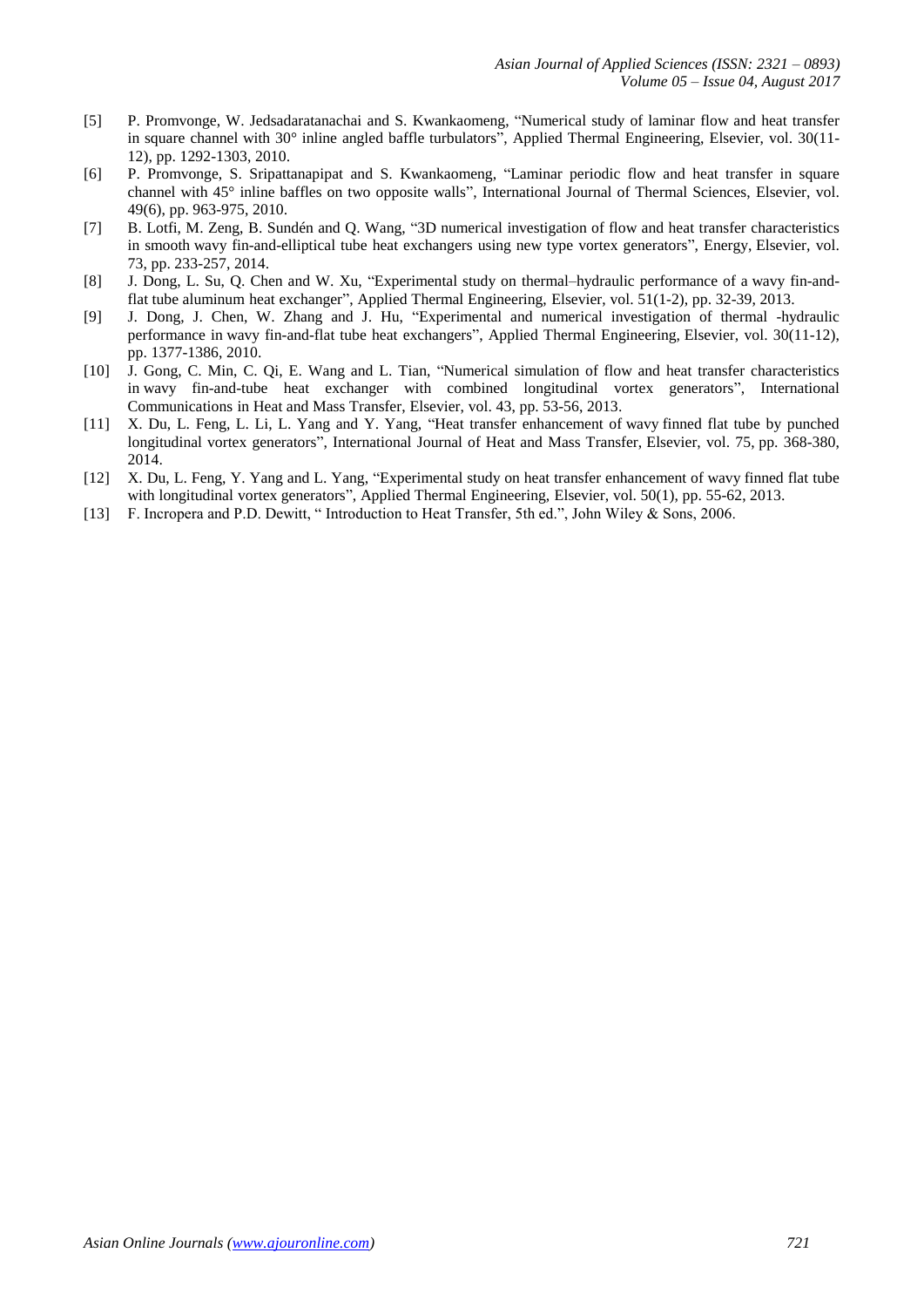[5] P. Promvonge, W. Jedsadaratanachai and S. Kwankaomeng, "Numerical study of laminar flow and heat transfer in square channel with 30° inline angled baffle turbulators", Applied Thermal Engineering, Elsevier, vol. 30(11-12), pp. 1292-1303, 2010.

[6] P. Promvonge, S. Sripattanapipat and S. Kwankaomeng, "Laminar periodic flow and heat transfer in square channel with 45° inline baffles on two opposite walls", International Journal of Thermal Sciences, Elsevier, vol. 49(6), pp. 963-975, 2010.

[7] B. Lotfi, M. Zeng, B. Sundén and Q. Wang, "3D numerical investigation of flow and heat transfer characteristics in smooth wavy fin-and-elliptical tube heat exchangers using new type vortex generators", Energy, Elsevier, vol. 73, pp. 233-257, 2014.

[8] J. Dong, L. Su, Q. Chen and W. Xu, "Experimental study on thermal–hydraulic performance of a wavy fin-and-flat tube aluminum heat exchanger", Applied Thermal Engineering, Elsevier, vol. 51(1-2), pp. 32-39, 2013.

[9] J. Dong, J. Chen, W. Zhang and J. Hu, "Experimental and numerical investigation of thermal -hydraulic performance in wavy fin-and-flat tube heat exchangers", Applied Thermal Engineering, Elsevier, vol. 30(11-12), pp. 1377-1386, 2010.

[10] J. Gong, C. Min, C. Qi, E. Wang and L. Tian, "Numerical simulation of flow and heat transfer characteristics in wavy fin-and-tube heat exchanger with combined longitudinal vortex generators", International Communications in Heat and Mass Transfer, Elsevier, vol. 43, pp. 53-56, 2013.

[11] X. Du, L. Feng, L. Li, L. Yang and Y. Yang, "Heat transfer enhancement of wavy finned flat tube by punched longitudinal vortex generators", International Journal of Heat and Mass Transfer, Elsevier, vol. 75, pp. 368-380, 2014.

[12] X. Du, L. Feng, Y. Yang and L. Yang, "Experimental study on heat transfer enhancement of wavy finned flat tube with longitudinal vortex generators", Applied Thermal Engineering, Elsevier, vol. 50(1), pp. 55-62, 2013.

[13] F. Incropera and P.D. Dewitt, " Introduction to Heat Transfer, 5th ed.", John Wiley & Sons, 2006.